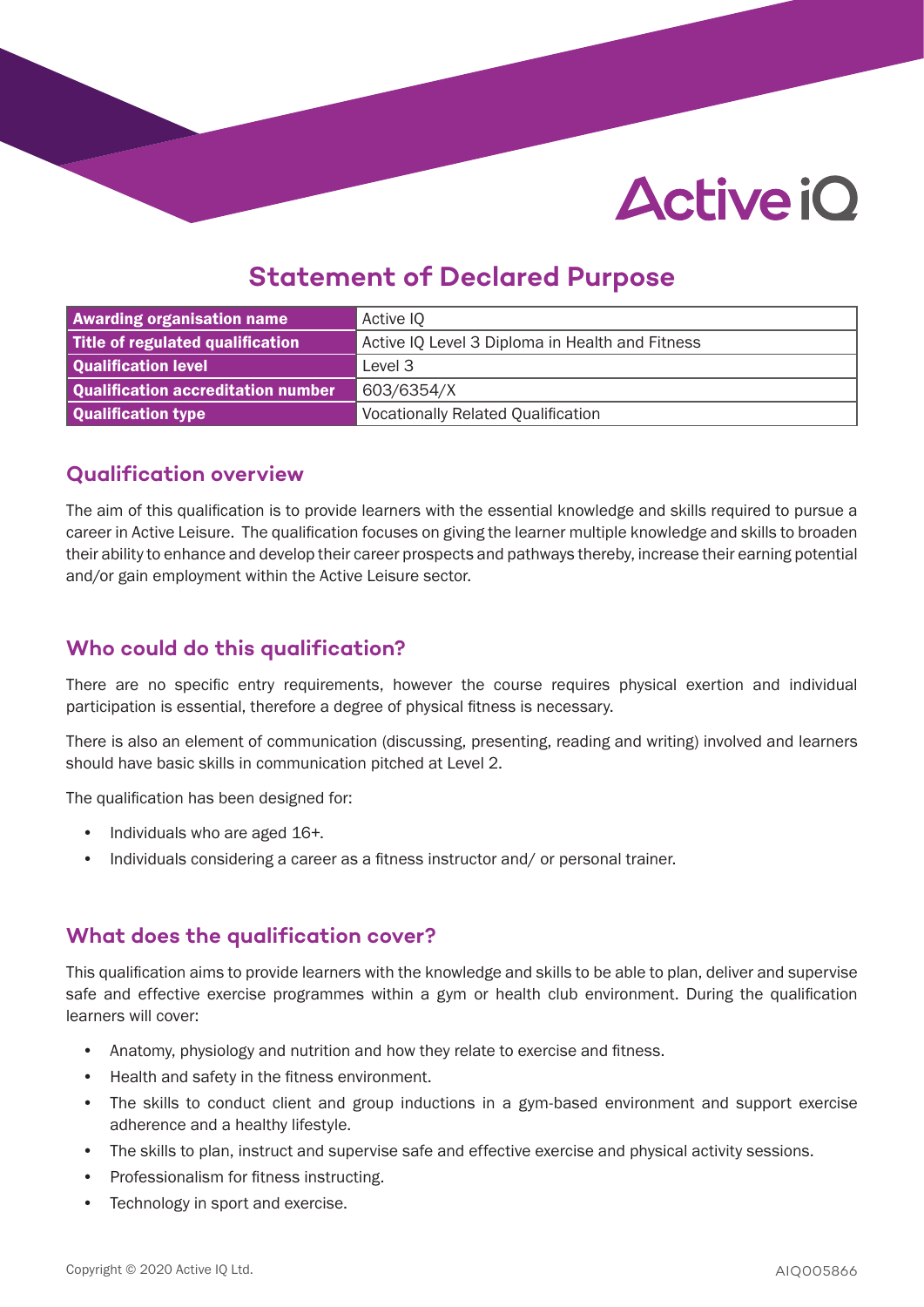# Statement of Declared Purpose

| Awarding organisation name | Active IQ |
|---|---|
| Title of regulated qualification | Active IQ Level 3 Diploma in Health and Fitness |
| Qualification level | Level 3 |
| Qualification accreditation number | 603/6354/X |
| Qualification type | Vocationally Related Qualification |

## Qualification overview

The aim of this qualification is to provide learners with the essential knowledge and skills required to pursue a career in Active Leisure. The qualification focuses on giving the learner multiple knowledge and skills to broaden their ability to enhance and develop their career prospects and pathways thereby, increase their earning potential and/or gain employment within the Active Leisure sector.

## Who could do this qualification?

There are no specific entry requirements, however the course requires physical exertion and individual participation is essential, therefore a degree of physical fitness is necessary.

There is also an element of communication (discussing, presenting, reading and writing) involved and learners should have basic skills in communication pitched at Level 2.

The qualification has been designed for:

- Individuals who are aged 16+.
- Individuals considering a career as a fitness instructor and/ or personal trainer.

## What does the qualification cover?

This qualification aims to provide learners with the knowledge and skills to be able to plan, deliver and supervise safe and effective exercise programmes within a gym or health club environment. During the qualification learners will cover:

- Anatomy, physiology and nutrition and how they relate to exercise and fitness.
- Health and safety in the fitness environment.
- The skills to conduct client and group inductions in a gym-based environment and support exercise adherence and a healthy lifestyle.
- The skills to plan, instruct and supervise safe and effective exercise and physical activity sessions.
- Professionalism for fitness instructing.
- Technology in sport and exercise.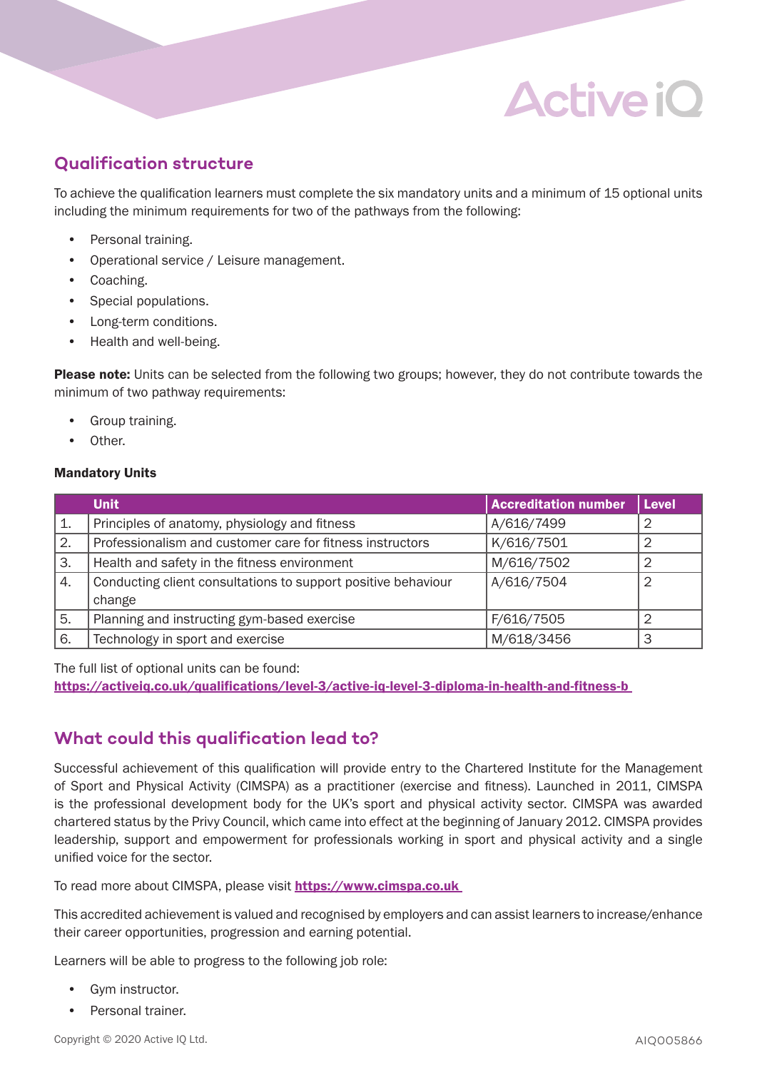## Qualification structure

To achieve the qualification learners must complete the six mandatory units and a minimum of 15 optional units including the minimum requirements for two of the pathways from the following:

- Personal training.
- Operational service / Leisure management.
- Coaching.
- Special populations.
- Long-term conditions.
- Health and well-being.

**Please note:** Units can be selected from the following two groups; however, they do not contribute towards the minimum of two pathway requirements:

- Group training.
- Other.

**Mandatory Units**

| | Unit | Accreditation number | Level |
|---|---|---|---|
| 1. | Principles of anatomy, physiology and fitness | A/616/7499 | 2 |
| 2. | Professionalism and customer care for fitness instructors | K/616/7501 | 2 |
| 3. | Health and safety in the fitness environment | M/616/7502 | 2 |
| 4. | Conducting client consultations to support positive behaviour change | A/616/7504 | 2 |
| 5. | Planning and instructing gym-based exercise | F/616/7505 | 2 |
| 6. | Technology in sport and exercise | M/618/3456 | 3 |

The full list of optional units can be found:
**https://activeiq.co.uk/qualifications/level-3/active-iq-level-3-diploma-in-health-and-fitness-b**

## What could this qualification lead to?

Successful achievement of this qualification will provide entry to the Chartered Institute for the Management of Sport and Physical Activity (CIMSPA) as a practitioner (exercise and fitness). Launched in 2011, CIMSPA is the professional development body for the UK's sport and physical activity sector. CIMSPA was awarded chartered status by the Privy Council, which came into effect at the beginning of January 2012. CIMSPA provides leadership, support and empowerment for professionals working in sport and physical activity and a single unified voice for the sector.

To read more about CIMSPA, please visit **https://www.cimspa.co.uk**

This accredited achievement is valued and recognised by employers and can assist learners to increase/enhance their career opportunities, progression and earning potential.

Learners will be able to progress to the following job role:

- Gym instructor.
- Personal trainer.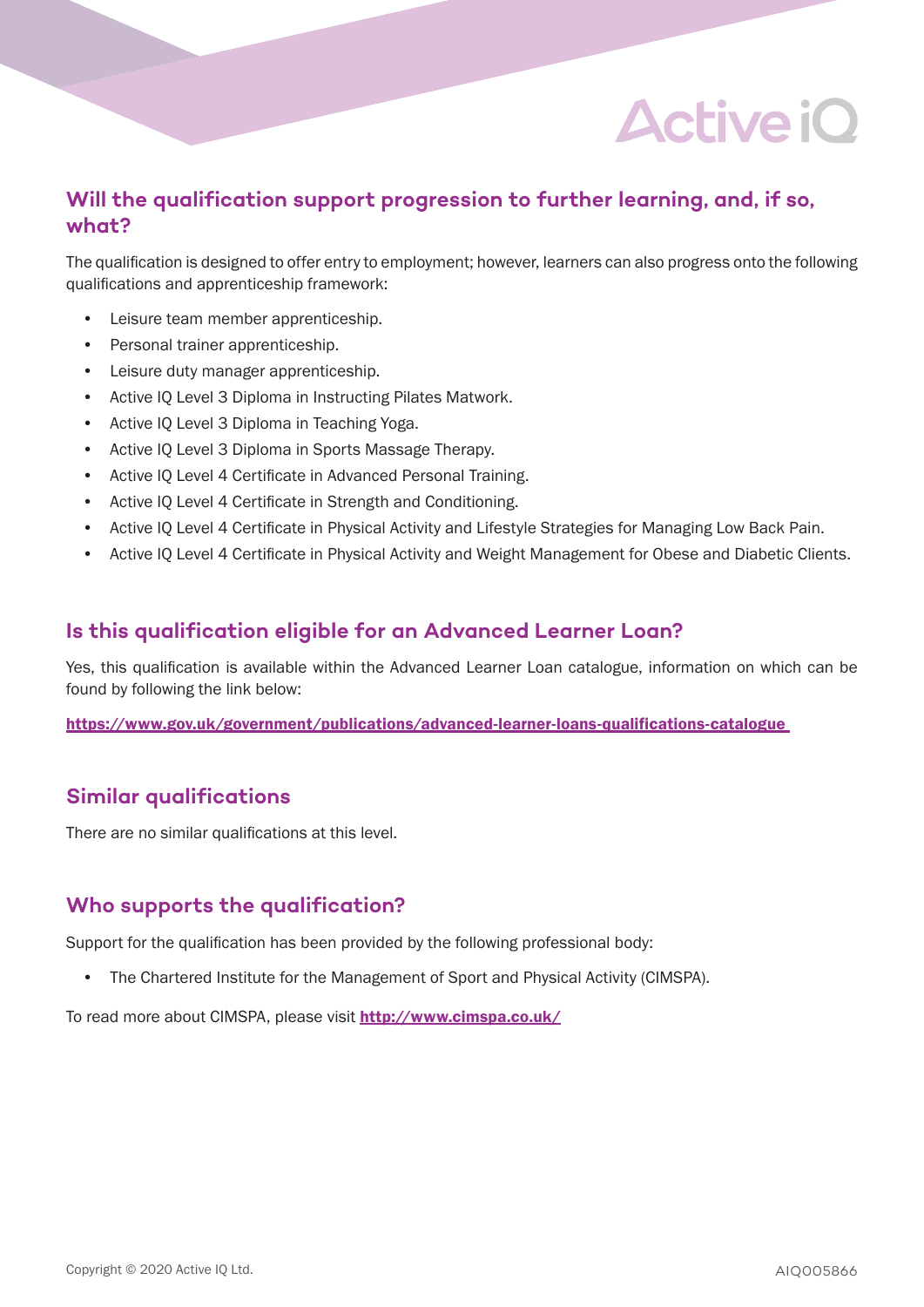## Will the qualification support progression to further learning, and, if so, what?

The qualification is designed to offer entry to employment; however, learners can also progress onto the following qualifications and apprenticeship framework:

- Leisure team member apprenticeship.
- Personal trainer apprenticeship.
- Leisure duty manager apprenticeship.
- Active IQ Level 3 Diploma in Instructing Pilates Matwork.
- Active IQ Level 3 Diploma in Teaching Yoga.
- Active IQ Level 3 Diploma in Sports Massage Therapy.
- Active IQ Level 4 Certificate in Advanced Personal Training.
- Active IQ Level 4 Certificate in Strength and Conditioning.
- Active IQ Level 4 Certificate in Physical Activity and Lifestyle Strategies for Managing Low Back Pain.
- Active IQ Level 4 Certificate in Physical Activity and Weight Management for Obese and Diabetic Clients.

## Is this qualification eligible for an Advanced Learner Loan?

Yes, this qualification is available within the Advanced Learner Loan catalogue, information on which can be found by following the link below:

**https://www.gov.uk/government/publications/advanced-learner-loans-qualifications-catalogue**

## Similar qualifications

There are no similar qualifications at this level.

## Who supports the qualification?

Support for the qualification has been provided by the following professional body:

- The Chartered Institute for the Management of Sport and Physical Activity (CIMSPA).

To read more about CIMSPA, please visit **http://www.cimspa.co.uk/**

Copyright © 2020 Active IQ Ltd.

AIQ005866